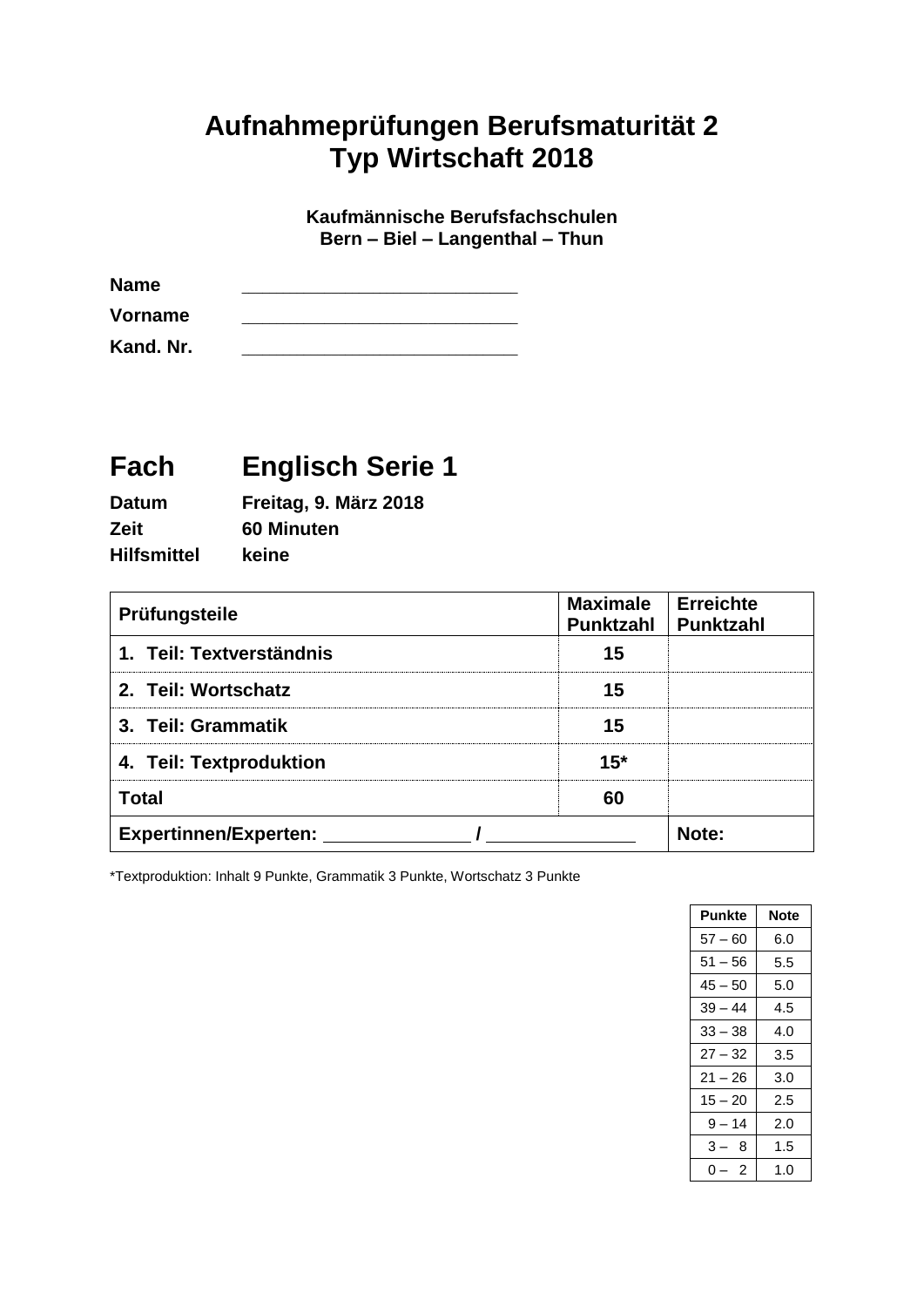# Aufnahmeprüfungen Berufsmaturität 2
# Typ Wirtschaft 2018

**Kaufmännische Berufsfachschulen**
**Bern – Biel – Langenthal – Thun**

**Name** ____________________________

**Vorname** ____________________________

**Kand. Nr.** ____________________________

## Fach Englisch Serie 1

**Datum** Freitag, 9. März 2018

**Zeit** 60 Minuten

**Hilfsmittel** keine

| Prüfungsteile | Maximale Punktzahl | Erreichte Punktzahl |
|---|---|---|
| 1. Teil: Textverständnis | 15 | |
| 2. Teil: Wortschatz | 15 | |
| 3. Teil: Grammatik | 15 | |
| 4. Teil: Textproduktion | 15* | |
| Total | 60 | |
| Expertinnen/Experten: ______________ / ______________ | | Note: |

*Textproduktion: Inhalt 9 Punkte, Grammatik 3 Punkte, Wortschatz 3 Punkte

| Punkte | Note |
|---|---|
| 57 – 60 | 6.0 |
| 51 – 56 | 5.5 |
| 45 – 50 | 5.0 |
| 39 – 44 | 4.5 |
| 33 – 38 | 4.0 |
| 27 – 32 | 3.5 |
| 21 – 26 | 3.0 |
| 15 – 20 | 2.5 |
| 9 – 14 | 2.0 |
| 3 – 8 | 1.5 |
| 0 – 2 | 1.0 |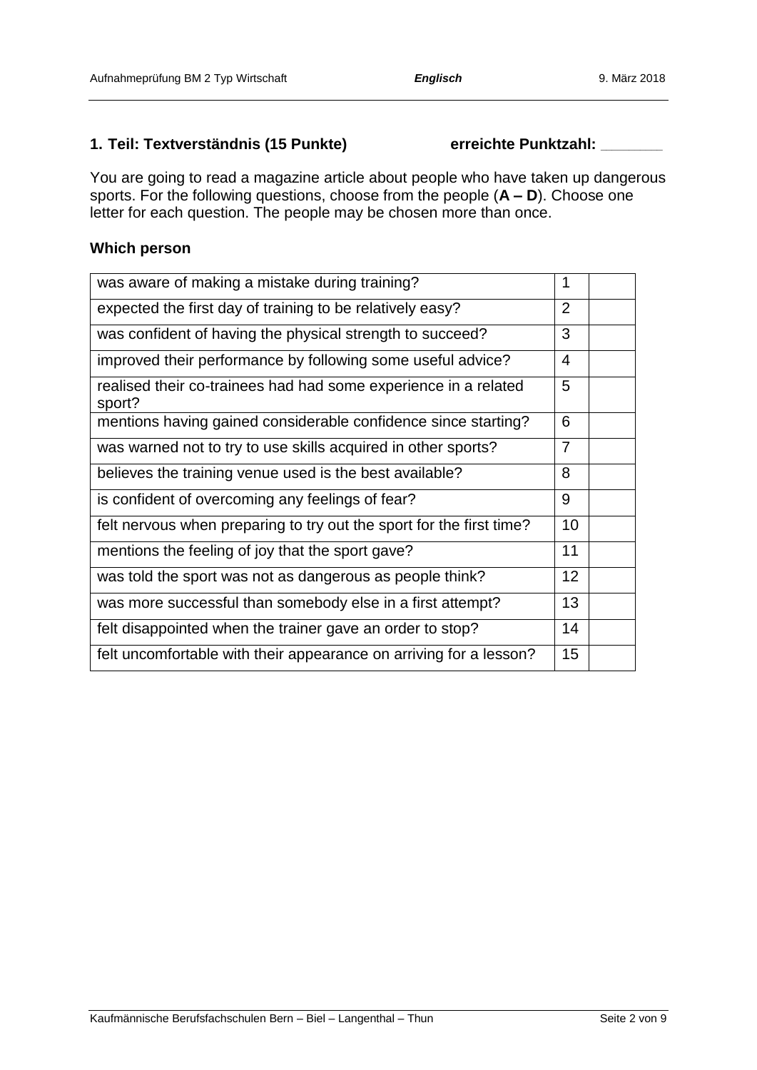## 1. Teil: Textverständnis (15 Punkte) erreichte Punktzahl: _______

You are going to read a magazine article about people who have taken up dangerous sports. For the following questions, choose from the people (**A – D**). Choose one letter for each question. The people may be chosen more than once.

**Which person**

| | | |
|---|---|---|
| was aware of making a mistake during training? | 1 | |
| expected the first day of training to be relatively easy? | 2 | |
| was confident of having the physical strength to succeed? | 3 | |
| improved their performance by following some useful advice? | 4 | |
| realised their co-trainees had had some experience in a related sport? | 5 | |
| mentions having gained considerable confidence since starting? | 6 | |
| was warned not to try to use skills acquired in other sports? | 7 | |
| believes the training venue used is the best available? | 8 | |
| is confident of overcoming any feelings of fear? | 9 | |
| felt nervous when preparing to try out the sport for the first time? | 10 | |
| mentions the feeling of joy that the sport gave? | 11 | |
| was told the sport was not as dangerous as people think? | 12 | |
| was more successful than somebody else in a first attempt? | 13 | |
| felt disappointed when the trainer gave an order to stop? | 14 | |
| felt uncomfortable with their appearance on arriving for a lesson? | 15 | |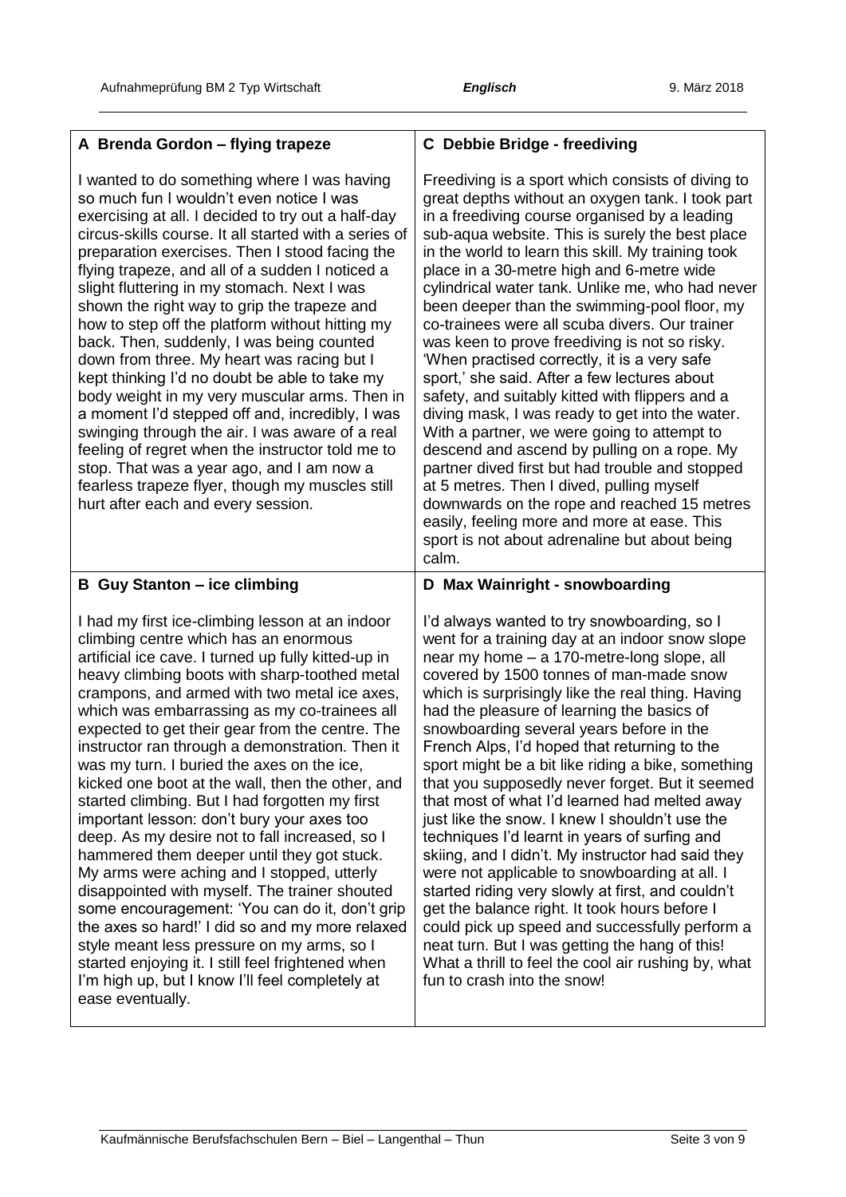## A Brenda Gordon – flying trapeze

I wanted to do something where I was having so much fun I wouldn't even notice I was exercising at all. I decided to try out a half-day circus-skills course. It all started with a series of preparation exercises. Then I stood facing the flying trapeze, and all of a sudden I noticed a slight fluttering in my stomach. Next I was shown the right way to grip the trapeze and how to step off the platform without hitting my back. Then, suddenly, I was being counted down from three. My heart was racing but I kept thinking I'd no doubt be able to take my body weight in my very muscular arms. Then in a moment I'd stepped off and, incredibly, I was swinging through the air. I was aware of a real feeling of regret when the instructor told me to stop. That was a year ago, and I am now a fearless trapeze flyer, though my muscles still hurt after each and every session.

## B Guy Stanton – ice climbing

I had my first ice-climbing lesson at an indoor climbing centre which has an enormous artificial ice cave. I turned up fully kitted-up in heavy climbing boots with sharp-toothed metal crampons, and armed with two metal ice axes, which was embarrassing as my co-trainees all expected to get their gear from the centre. The instructor ran through a demonstration. Then it was my turn. I buried the axes on the ice, kicked one boot at the wall, then the other, and started climbing. But I had forgotten my first important lesson: don't bury your axes too deep. As my desire not to fall increased, so I hammered them deeper until they got stuck. My arms were aching and I stopped, utterly disappointed with myself. The trainer shouted some encouragement: 'You can do it, don't grip the axes so hard!' I did so and my more relaxed style meant less pressure on my arms, so I started enjoying it. I still feel frightened when I'm high up, but I know I'll feel completely at ease eventually.

## C Debbie Bridge - freediving

Freediving is a sport which consists of diving to great depths without an oxygen tank. I took part in a freediving course organised by a leading sub-aqua website. This is surely the best place in the world to learn this skill. My training took place in a 30-metre high and 6-metre wide cylindrical water tank. Unlike me, who had never been deeper than the swimming-pool floor, my co-trainees were all scuba divers. Our trainer was keen to prove freediving is not so risky. 'When practised correctly, it is a very safe sport,' she said. After a few lectures about safety, and suitably kitted with flippers and a diving mask, I was ready to get into the water. With a partner, we were going to attempt to descend and ascend by pulling on a rope. My partner dived first but had trouble and stopped at 5 metres. Then I dived, pulling myself downwards on the rope and reached 15 metres easily, feeling more and more at ease. This sport is not about adrenaline but about being calm.

## D Max Wainright - snowboarding

I'd always wanted to try snowboarding, so I went for a training day at an indoor snow slope near my home – a 170-metre-long slope, all covered by 1500 tonnes of man-made snow which is surprisingly like the real thing. Having had the pleasure of learning the basics of snowboarding several years before in the French Alps, I'd hoped that returning to the sport might be a bit like riding a bike, something that you supposedly never forget. But it seemed that most of what I'd learned had melted away just like the snow. I knew I shouldn't use the techniques I'd learnt in years of surfing and skiing, and I didn't. My instructor had said they were not applicable to snowboarding at all. I started riding very slowly at first, and couldn't get the balance right. It took hours before I could pick up speed and successfully perform a neat turn. But I was getting the hang of this! What a thrill to feel the cool air rushing by, what fun to crash into the snow!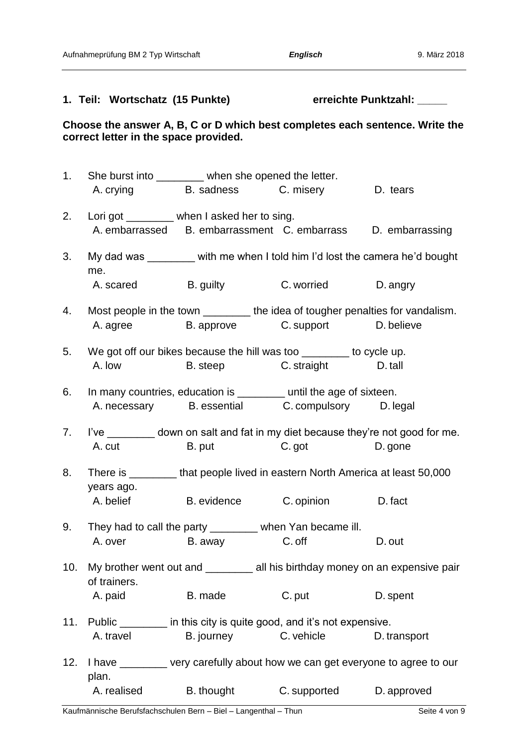## 1. Teil: Wortschatz (15 Punkte) erreichte Punktzahl: _____

**Choose the answer A, B, C or D which best completes each sentence. Write the correct letter in the space provided.**

1. She burst into ________ when she opened the letter.
   A. crying B. sadness C. misery D. tears

2. Lori got ________ when I asked her to sing.
   A. embarrassed B. embarrassment C. embarrass D. embarrassing

3. My dad was ________ with me when I told him I'd lost the camera he'd bought me.
   A. scared B. guilty C. worried D. angry

4. Most people in the town ________ the idea of tougher penalties for vandalism.
   A. agree B. approve C. support D. believe

5. We got off our bikes because the hill was too ________ to cycle up.
   A. low B. steep C. straight D. tall

6. In many countries, education is ________ until the age of sixteen.
   A. necessary B. essential C. compulsory D. legal

7. I've ________ down on salt and fat in my diet because they're not good for me.
   A. cut B. put C. got D. gone

8. There is ________ that people lived in eastern North America at least 50,000 years ago.
   A. belief B. evidence C. opinion D. fact

9. They had to call the party ________ when Yan became ill.
   A. over B. away C. off D. out

10. My brother went out and ________ all his birthday money on an expensive pair of trainers.
    A. paid B. made C. put D. spent

11. Public ________ in this city is quite good, and it's not expensive.
    A. travel B. journey C. vehicle D. transport

12. I have ________ very carefully about how we can get everyone to agree to our plan.
    A. realised B. thought C. supported D. approved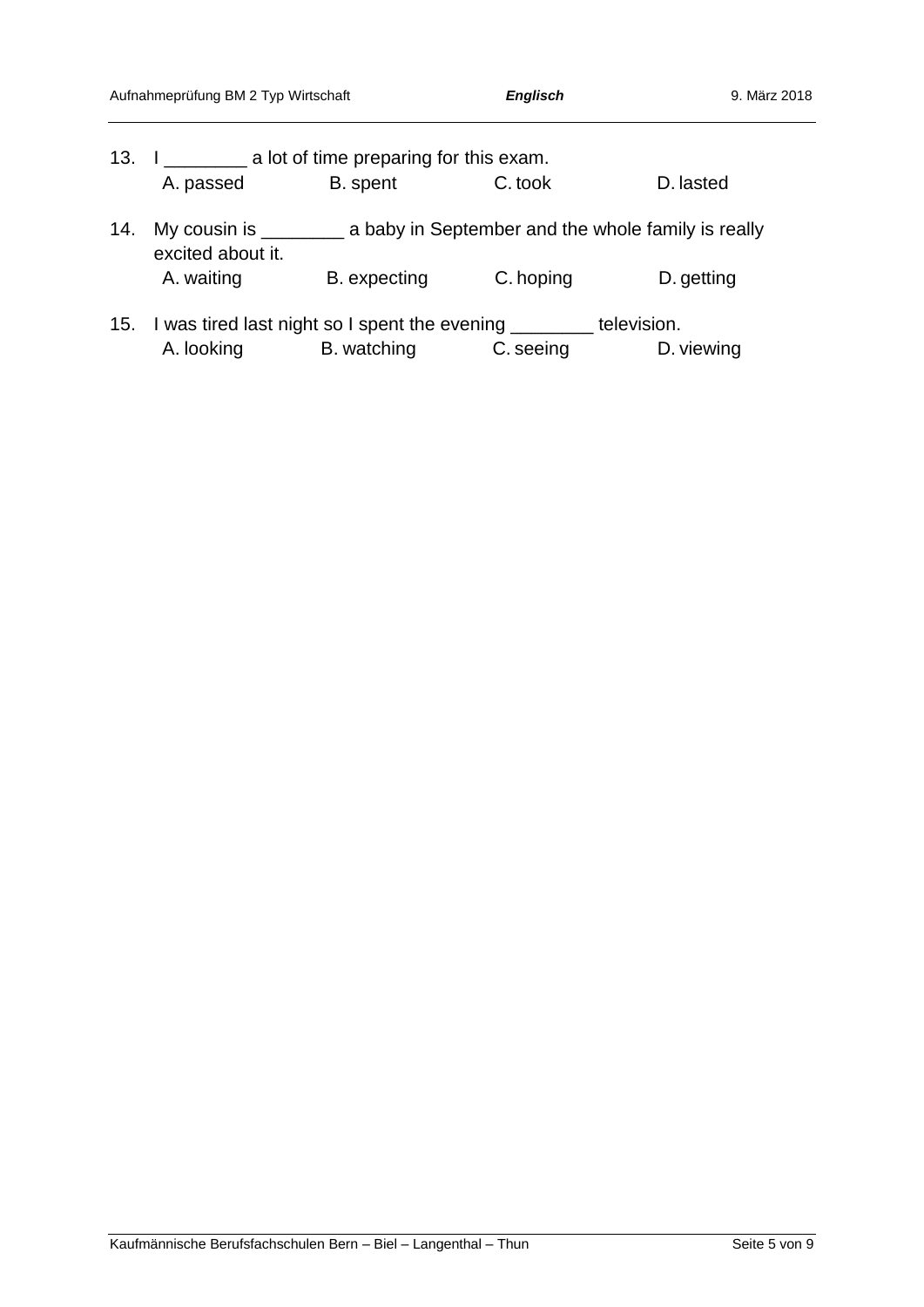13. I ________ a lot of time preparing for this exam.
    A. passed  B. spent  C. took  D. lasted

14. My cousin is ________ a baby in September and the whole family is really excited about it.
    A. waiting  B. expecting  C. hoping  D. getting

15. I was tired last night so I spent the evening ________ television.
    A. looking  B. watching  C. seeing  D. viewing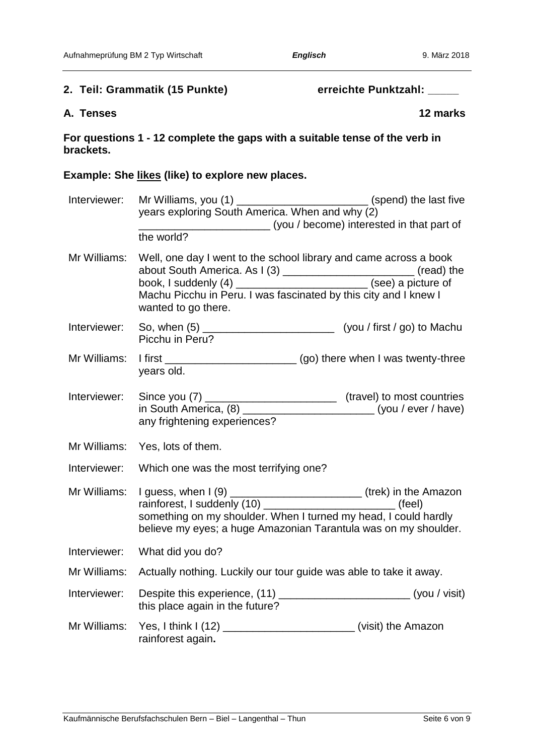## 2. Teil: Grammatik (15 Punkte) erreichte Punktzahl: _____

### A. Tenses 12 marks

**For questions 1 - 12 complete the gaps with a suitable tense of the verb in brackets.**

**Example: She likes (like) to explore new places.**

| | |
|---|---|
| Interviewer: | Mr Williams, you (1) ______________________ (spend) the last five years exploring South America. When and why (2) ______________________ (you / become) interested in that part of the world? |
| Mr Williams: | Well, one day I went to the school library and came across a book about South America. As I (3) ______________________ (read) the book, I suddenly (4) ______________________ (see) a picture of Machu Picchu in Peru. I was fascinated by this city and I knew I wanted to go there. |
| Interviewer: | So, when (5) ______________________ (you / first / go) to Machu Picchu in Peru? |
| Mr Williams: | I first ______________________ (go) there when I was twenty-three years old. |
| Interviewer: | Since you (7) ______________________ (travel) to most countries in South America, (8) ______________________ (you / ever / have) any frightening experiences? |
| Mr Williams: | Yes, lots of them. |
| Interviewer: | Which one was the most terrifying one? |
| Mr Williams: | I guess, when I (9) ______________________ (trek) in the Amazon rainforest, I suddenly (10) ______________________ (feel) something on my shoulder. When I turned my head, I could hardly believe my eyes; a huge Amazonian Tarantula was on my shoulder. |
| Interviewer: | What did you do? |
| Mr Williams: | Actually nothing. Luckily our tour guide was able to take it away. |
| Interviewer: | Despite this experience, (11) ______________________ (you / visit) this place again in the future? |
| Mr Williams: | Yes, I think I (12) ______________________ (visit) the Amazon rainforest again**.** |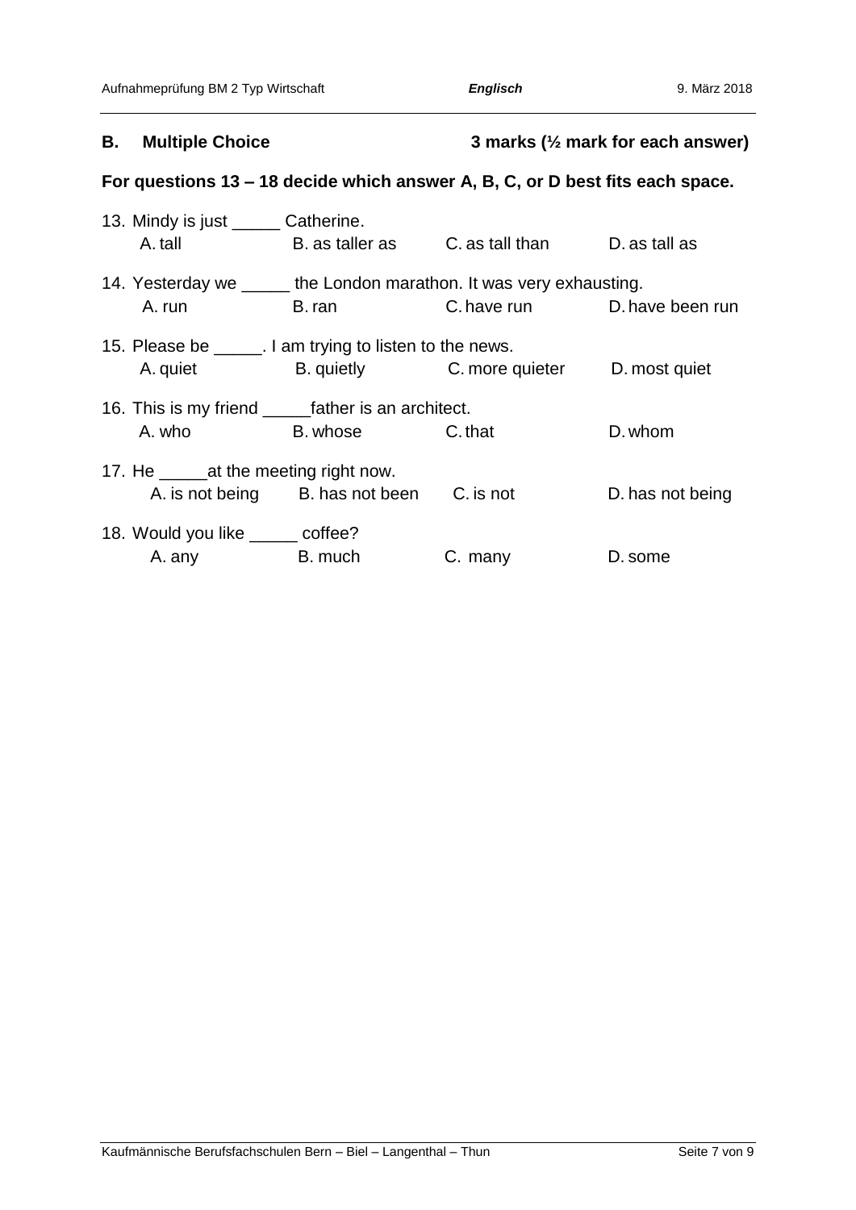## B. Multiple Choice 3 marks (½ mark for each answer)

**For questions 13 – 18 decide which answer A, B, C, or D best fits each space.**

13. Mindy is just _____ Catherine.
    A. tall B. as taller as C. as tall than D. as tall as

14. Yesterday we _____ the London marathon. It was very exhausting.
    A. run B. ran C. have run D. have been run

15. Please be _____. I am trying to listen to the news.
    A. quiet B. quietly C. more quieter D. most quiet

16. This is my friend _____father is an architect.
    A. who B. whose C. that D. whom

17. He _____at the meeting right now.
    A. is not being B. has not been C. is not D. has not being

18. Would you like _____ coffee?
    A. any B. much C. many D. some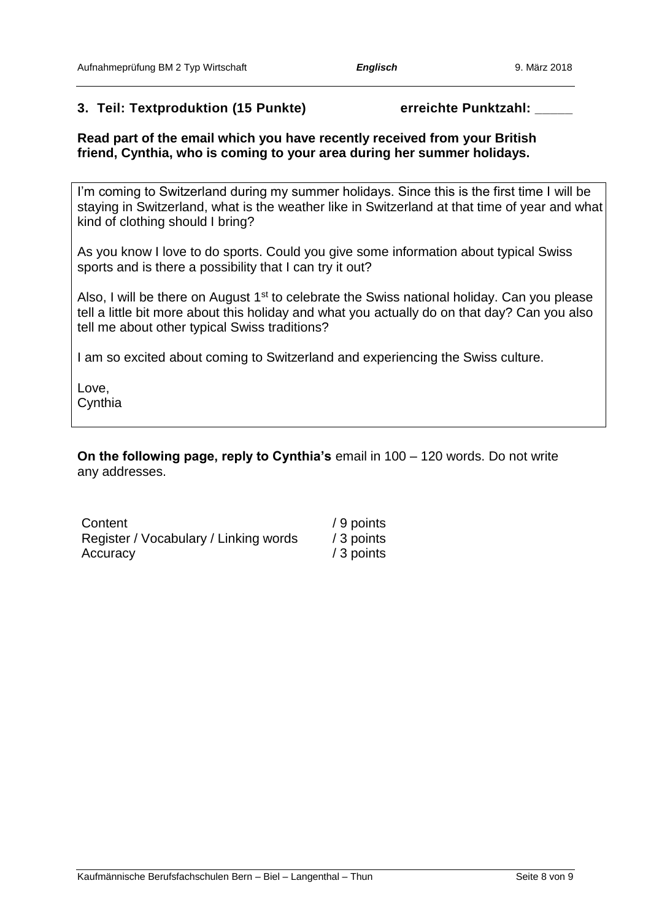## 3. Teil: Textproduktion (15 Punkte) erreichte Punktzahl: _____

**Read part of the email which you have recently received from your British friend, Cynthia, who is coming to your area during her summer holidays.**

> I'm coming to Switzerland during my summer holidays. Since this is the first time I will be staying in Switzerland, what is the weather like in Switzerland at that time of year and what kind of clothing should I bring?
>
> As you know I love to do sports. Could you give some information about typical Swiss sports and is there a possibility that I can try it out?
>
> Also, I will be there on August 1st to celebrate the Swiss national holiday. Can you please tell a little bit more about this holiday and what you actually do on that day? Can you also tell me about other typical Swiss traditions?
>
> I am so excited about coming to Switzerland and experiencing the Swiss culture.
>
> Love,
> Cynthia

**On the following page, reply to Cynthia's** email in 100 – 120 words. Do not write any addresses.

| | |
|---|---|
| Content | / 9 points |
| Register / Vocabulary / Linking words | / 3 points |
| Accuracy | / 3 points |